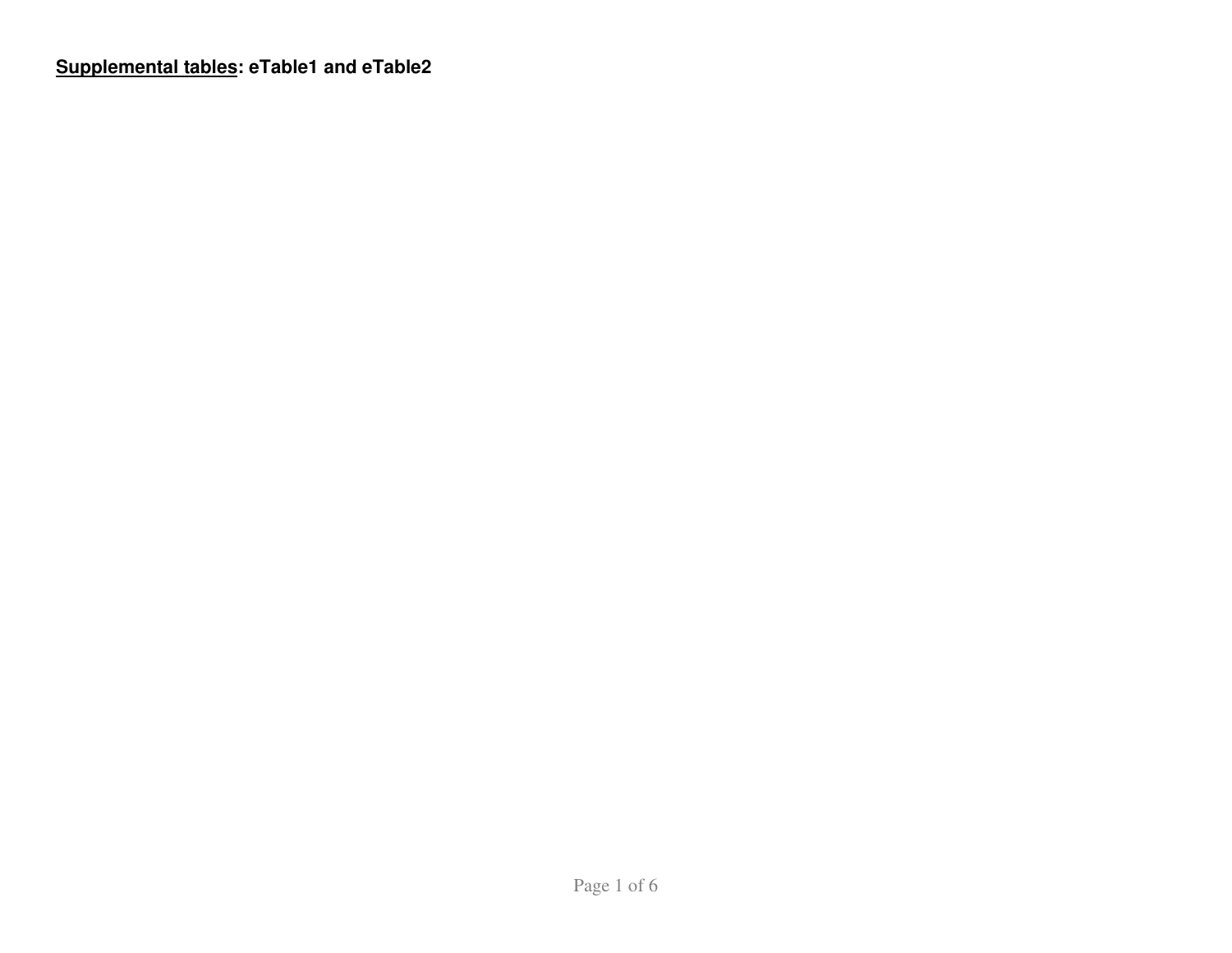**<u>Supplemental tables</u>: eTable1 and eTable2**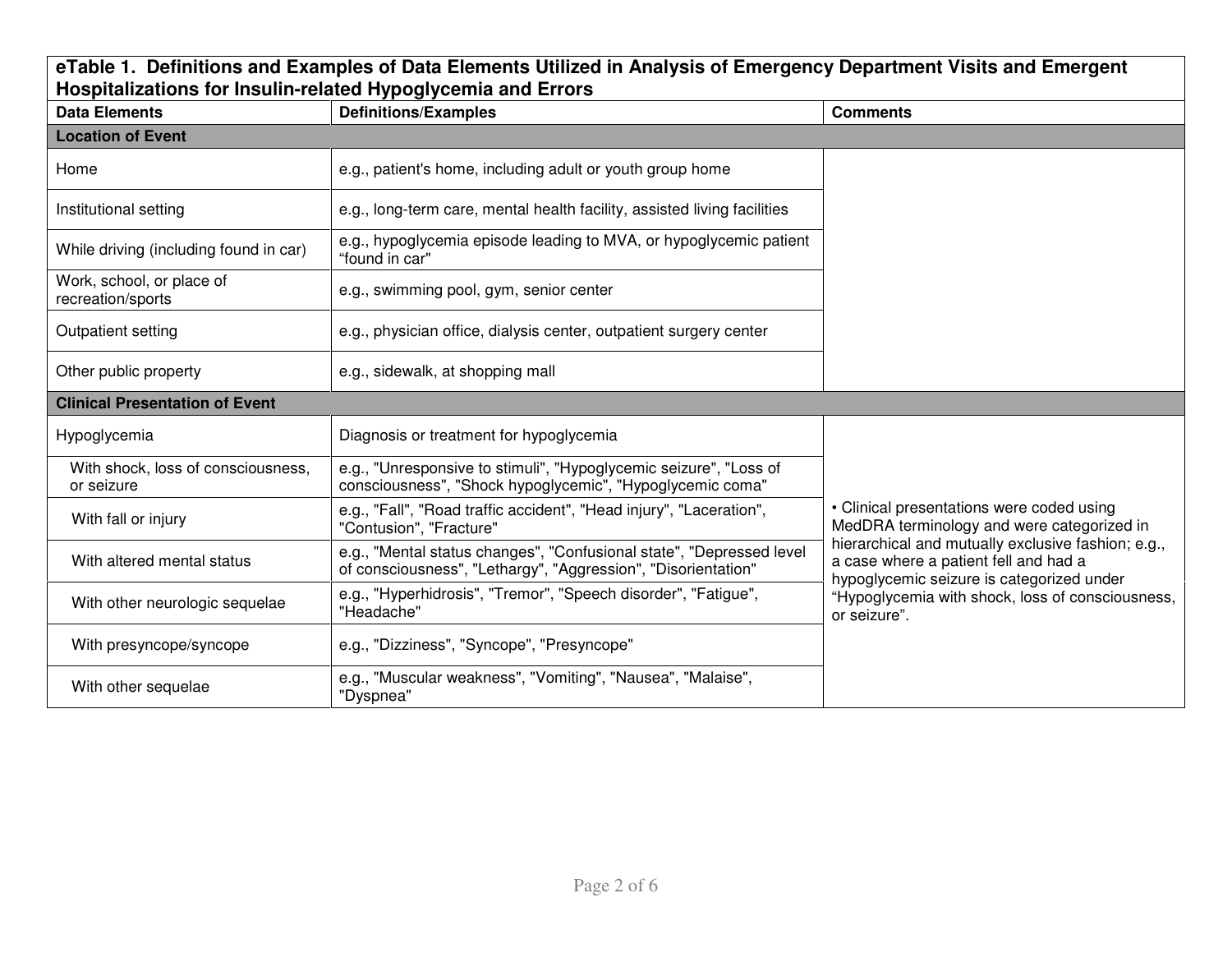**eTable 1. Definitions and Examples of Data Elements Utilized in Analysis of Emergency Department Visits and Emergent Hospitalizations for Insulin-related Hypoglycemia and Errors**

| Data Elements | Definitions/Examples | Comments |
|---|---|---|
| **Location of Event** | | |
| Home | e.g., patient's home, including adult or youth group home | |
| Institutional setting | e.g., long-term care, mental health facility, assisted living facilities | |
| While driving (including found in car) | e.g., hypoglycemia episode leading to MVA, or hypoglycemic patient "found in car" | |
| Work, school, or place of recreation/sports | e.g., swimming pool, gym, senior center | |
| Outpatient setting | e.g., physician office, dialysis center, outpatient surgery center | |
| Other public property | e.g., sidewalk, at shopping mall | |
| **Clinical Presentation of Event** | | |
| Hypoglycemia | Diagnosis or treatment for hypoglycemia | • Clinical presentations were coded using MedDRA terminology and were categorized in hierarchical and mutually exclusive fashion; e.g., a case where a patient fell and had a hypoglycemic seizure is categorized under "Hypoglycemia with shock, loss of consciousness, or seizure". |
| With shock, loss of consciousness, or seizure | e.g., "Unresponsive to stimuli", "Hypoglycemic seizure", "Loss of consciousness", "Shock hypoglycemic", "Hypoglycemic coma" | |
| With fall or injury | e.g., "Fall", "Road traffic accident", "Head injury", "Laceration", "Contusion", "Fracture" | |
| With altered mental status | e.g., "Mental status changes", "Confusional state", "Depressed level of consciousness", "Lethargy", "Aggression", "Disorientation" | |
| With other neurologic sequelae | e.g., "Hyperhidrosis", "Tremor", "Speech disorder", "Fatigue", "Headache" | |
| With presyncope/syncope | e.g., "Dizziness", "Syncope", "Presyncope" | |
| With other sequelae | e.g., "Muscular weakness", "Vomiting", "Nausea", "Malaise", "Dyspnea" | |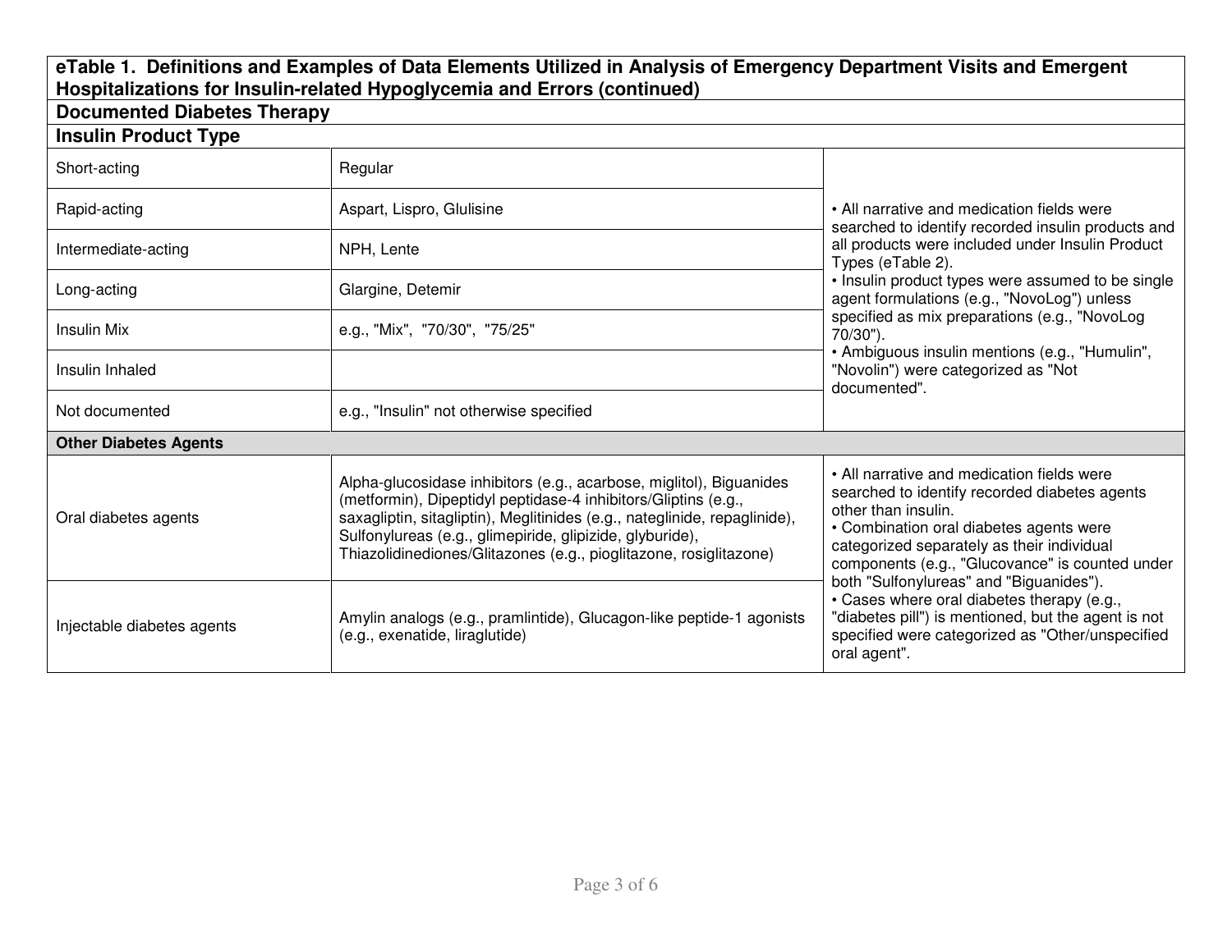**eTable 1. Definitions and Examples of Data Elements Utilized in Analysis of Emergency Department Visits and Emergent Hospitalizations for Insulin-related Hypoglycemia and Errors (continued)**

**Documented Diabetes Therapy**

**Insulin Product Type**

| | | |
|---|---|---|
| Short-acting | Regular | • All narrative and medication fields were searched to identify recorded insulin products and all products were included under Insulin Product Types (eTable 2).<br>• Insulin product types were assumed to be single agent formulations (e.g., "NovoLog") unless specified as mix preparations (e.g., "NovoLog 70/30").<br>• Ambiguous insulin mentions (e.g., "Humulin", "Novolin") were categorized as "Not documented". |
| Rapid-acting | Aspart, Lispro, Glulisine | |
| Intermediate-acting | NPH, Lente | |
| Long-acting | Glargine, Detemir | |
| Insulin Mix | e.g., "Mix", "70/30", "75/25" | |
| Insulin Inhaled | | |
| Not documented | e.g., "Insulin" not otherwise specified | |
| **Other Diabetes Agents** | | |
| Oral diabetes agents | Alpha-glucosidase inhibitors (e.g., acarbose, miglitol), Biguanides (metformin), Dipeptidyl peptidase-4 inhibitors/Gliptins (e.g., saxagliptin, sitagliptin), Meglitinides (e.g., nateglinide, repaglinide), Sulfonylureas (e.g., glimepiride, glipizide, glyburide), Thiazolidinediones/Glitazones (e.g., pioglitazone, rosiglitazone) | • All narrative and medication fields were searched to identify recorded diabetes agents other than insulin.<br>• Combination oral diabetes agents were categorized separately as their individual components (e.g., "Glucovance" is counted under both "Sulfonylureas" and "Biguanides").<br>• Cases where oral diabetes therapy (e.g., "diabetes pill") is mentioned, but the agent is not specified were categorized as "Other/unspecified oral agent". |
| Injectable diabetes agents | Amylin analogs (e.g., pramlintide), Glucagon-like peptide-1 agonists (e.g., exenatide, liraglutide) | |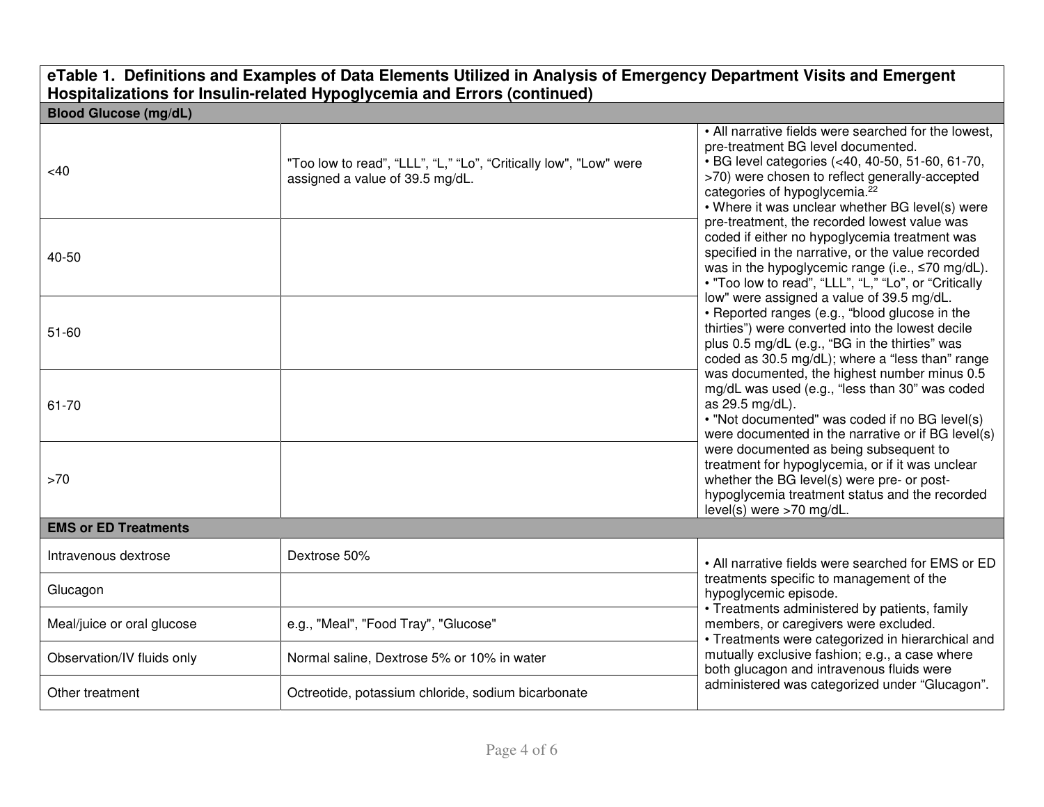**eTable 1. Definitions and Examples of Data Elements Utilized in Analysis of Emergency Department Visits and Emergent Hospitalizations for Insulin-related Hypoglycemia and Errors (continued)**

| **Blood Glucose (mg/dL)** | | |
|---|---|---|
| <40 | "Too low to read", "LLL", "L," "Lo", "Critically low", "Low" were assigned a value of 39.5 mg/dL. | • All narrative fields were searched for the lowest, pre-treatment BG level documented.<br>• BG level categories (<40, 40-50, 51-60, 61-70, >70) were chosen to reflect generally-accepted categories of hypoglycemia.[22]<br>• Where it was unclear whether BG level(s) were pre-treatment, the recorded lowest value was coded if either no hypoglycemia treatment was specified in the narrative, or the value recorded was in the hypoglycemic range (i.e., ≤70 mg/dL).<br>• "Too low to read", "LLL", "L," "Lo", or "Critically low" were assigned a value of 39.5 mg/dL.<br>• Reported ranges (e.g., "blood glucose in the thirties") were converted into the lowest decile plus 0.5 mg/dL (e.g., "BG in the thirties" was coded as 30.5 mg/dL); where a "less than" range was documented, the highest number minus 0.5 mg/dL was used (e.g., "less than 30" was coded as 29.5 mg/dL).<br>• "Not documented" was coded if no BG level(s) were documented in the narrative or if BG level(s) were documented as being subsequent to treatment for hypoglycemia, or if it was unclear whether the BG level(s) were pre- or post-hypoglycemia treatment status and the recorded level(s) were >70 mg/dL. |
| 40-50 | | |
| 51-60 | | |
| 61-70 | | |
| >70 | | |
| **EMS or ED Treatments** | | |
| Intravenous dextrose | Dextrose 50% | • All narrative fields were searched for EMS or ED treatments specific to management of the hypoglycemic episode.<br>• Treatments administered by patients, family members, or caregivers were excluded.<br>• Treatments were categorized in hierarchical and mutually exclusive fashion; e.g., a case where both glucagon and intravenous fluids were administered was categorized under "Glucagon". |
| Glucagon | | |
| Meal/juice or oral glucose | e.g., "Meal", "Food Tray", "Glucose" | |
| Observation/IV fluids only | Normal saline, Dextrose 5% or 10% in water | |
| Other treatment | Octreotide, potassium chloride, sodium bicarbonate | |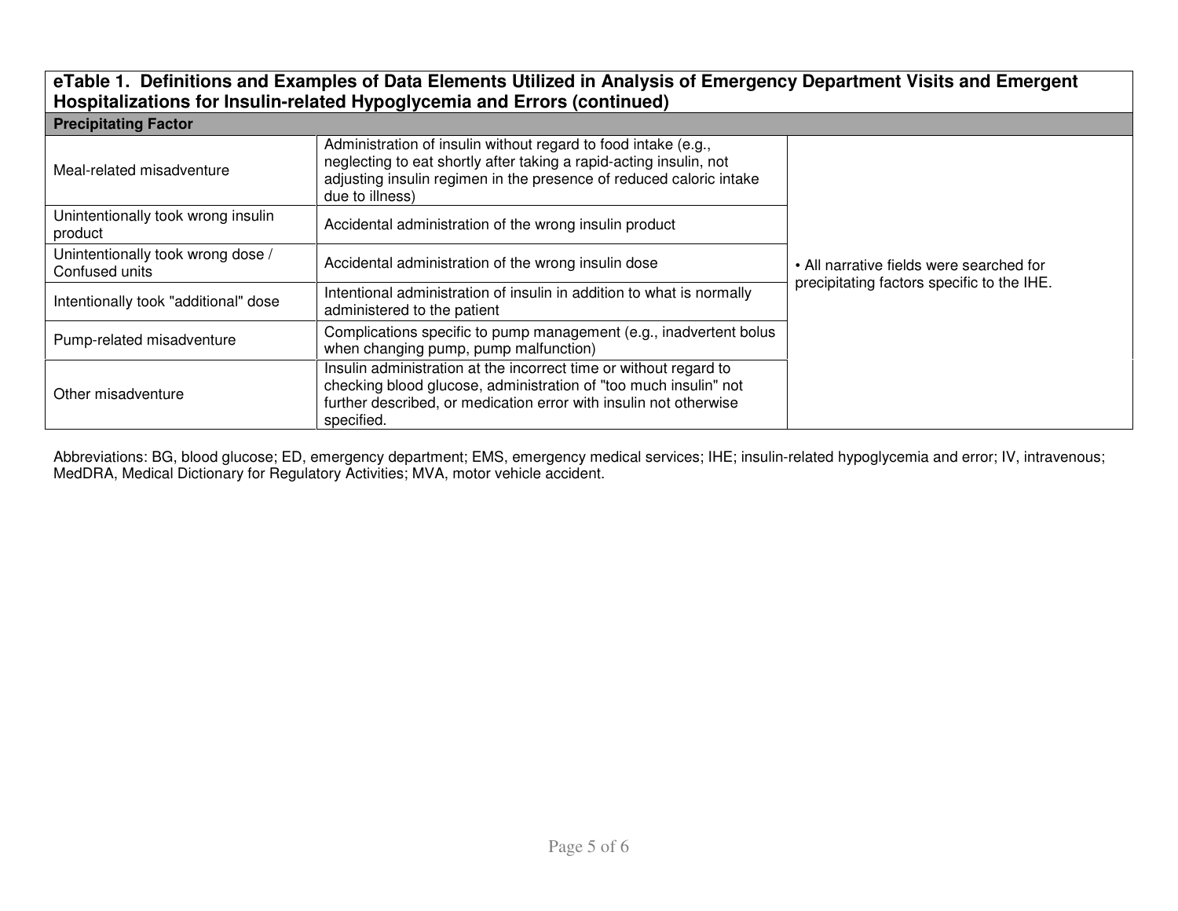**eTable 1. Definitions and Examples of Data Elements Utilized in Analysis of Emergency Department Visits and Emergent Hospitalizations for Insulin-related Hypoglycemia and Errors (continued)**

| **Precipitating Factor** | | |
|---|---|---|
| Meal-related misadventure | Administration of insulin without regard to food intake (e.g., neglecting to eat shortly after taking a rapid-acting insulin, not adjusting insulin regimen in the presence of reduced caloric intake due to illness) | • All narrative fields were searched for precipitating factors specific to the IHE. |
| Unintentionally took wrong insulin product | Accidental administration of the wrong insulin product | |
| Unintentionally took wrong dose / Confused units | Accidental administration of the wrong insulin dose | |
| Intentionally took "additional" dose | Intentional administration of insulin in addition to what is normally administered to the patient | |
| Pump-related misadventure | Complications specific to pump management (e.g., inadvertent bolus when changing pump, pump malfunction) | |
| Other misadventure | Insulin administration at the incorrect time or without regard to checking blood glucose, administration of "too much insulin" not further described, or medication error with insulin not otherwise specified. | |

Abbreviations: BG, blood glucose; ED, emergency department; EMS, emergency medical services; IHE; insulin-related hypoglycemia and error; IV, intravenous; MedDRA, Medical Dictionary for Regulatory Activities; MVA, motor vehicle accident.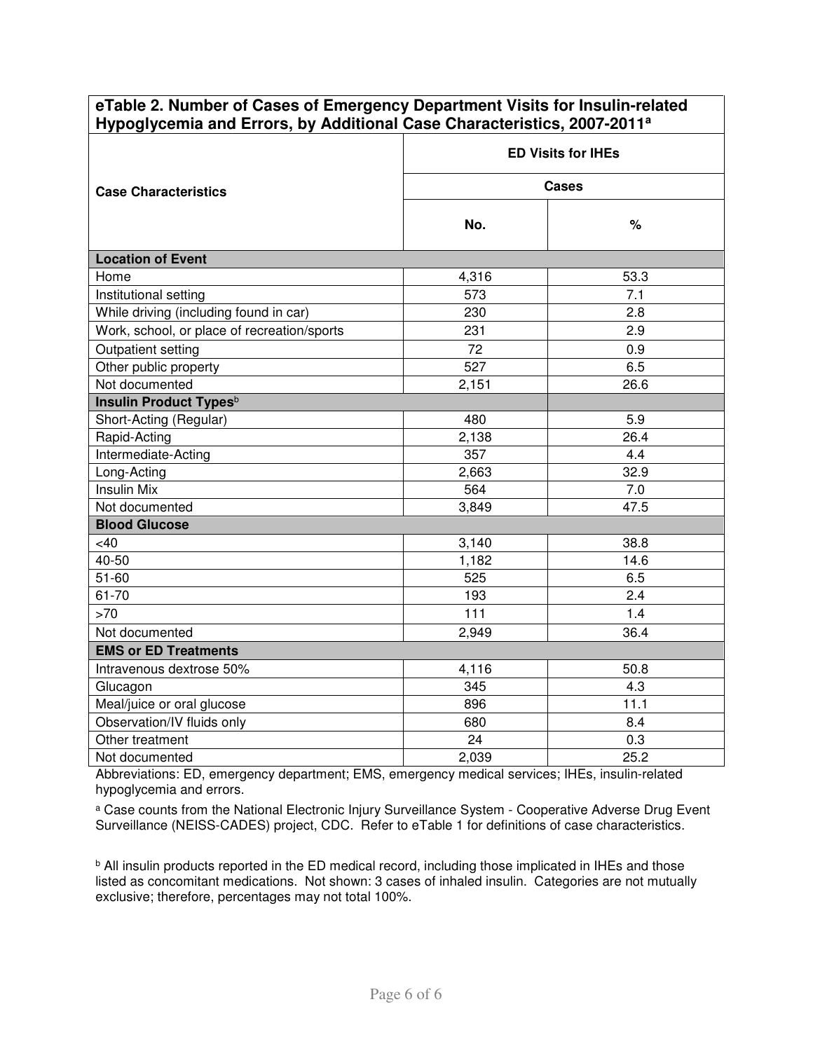**eTable 2. Number of Cases of Emergency Department Visits for Insulin-related Hypoglycemia and Errors, by Additional Case Characteristics, 2007-2011[a]**

| Case Characteristics | ED Visits for IHEs | |
|---|---|---|
| | Cases | |
| | No. | % |
| **Location of Event** | | |
| Home | 4,316 | 53.3 |
| Institutional setting | 573 | 7.1 |
| While driving (including found in car) | 230 | 2.8 |
| Work, school, or place of recreation/sports | 231 | 2.9 |
| Outpatient setting | 72 | 0.9 |
| Other public property | 527 | 6.5 |
| Not documented | 2,151 | 26.6 |
| **Insulin Product Types[b]** | | |
| Short-Acting (Regular) | 480 | 5.9 |
| Rapid-Acting | 2,138 | 26.4 |
| Intermediate-Acting | 357 | 4.4 |
| Long-Acting | 2,663 | 32.9 |
| Insulin Mix | 564 | 7.0 |
| Not documented | 3,849 | 47.5 |
| **Blood Glucose** | | |
| <40 | 3,140 | 38.8 |
| 40-50 | 1,182 | 14.6 |
| 51-60 | 525 | 6.5 |
| 61-70 | 193 | 2.4 |
| >70 | 111 | 1.4 |
| Not documented | 2,949 | 36.4 |
| **EMS or ED Treatments** | | |
| Intravenous dextrose 50% | 4,116 | 50.8 |
| Glucagon | 345 | 4.3 |
| Meal/juice or oral glucose | 896 | 11.1 |
| Observation/IV fluids only | 680 | 8.4 |
| Other treatment | 24 | 0.3 |
| Not documented | 2,039 | 25.2 |

Abbreviations: ED, emergency department; EMS, emergency medical services; IHEs, insulin-related hypoglycemia and errors.

[a] Case counts from the National Electronic Injury Surveillance System - Cooperative Adverse Drug Event Surveillance (NEISS-CADES) project, CDC. Refer to eTable 1 for definitions of case characteristics.

[b] All insulin products reported in the ED medical record, including those implicated in IHEs and those listed as concomitant medications. Not shown: 3 cases of inhaled insulin. Categories are not mutually exclusive; therefore, percentages may not total 100%.